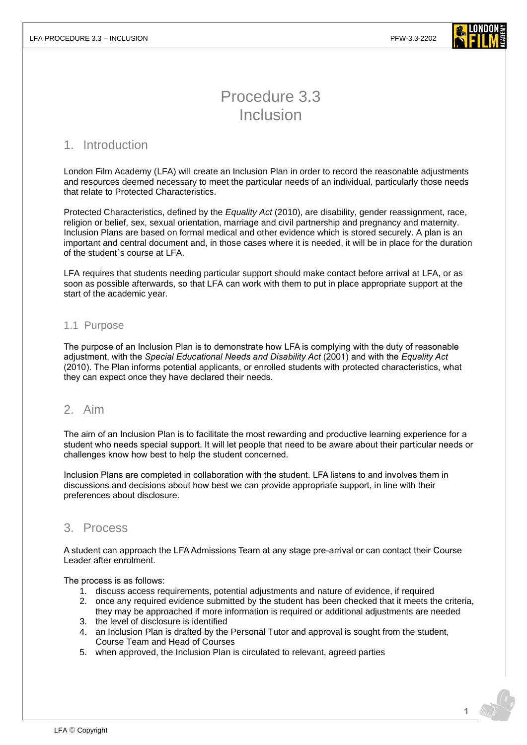# Procedure 3.3
# Inclusion

## 1. Introduction

London Film Academy (LFA) will create an Inclusion Plan in order to record the reasonable adjustments and resources deemed necessary to meet the particular needs of an individual, particularly those needs that relate to Protected Characteristics.

Protected Characteristics, defined by the *Equality Act* (2010), are disability, gender reassignment, race, religion or belief, sex, sexual orientation, marriage and civil partnership and pregnancy and maternity. Inclusion Plans are based on formal medical and other evidence which is stored securely. A plan is an important and central document and, in those cases where it is needed, it will be in place for the duration of the student`s course at LFA.

LFA requires that students needing particular support should make contact before arrival at LFA, or as soon as possible afterwards, so that LFA can work with them to put in place appropriate support at the start of the academic year.

### 1.1 Purpose

The purpose of an Inclusion Plan is to demonstrate how LFA is complying with the duty of reasonable adjustment, with the *Special Educational Needs and Disability Act* (2001) and with the *Equality Act* (2010). The Plan informs potential applicants, or enrolled students with protected characteristics, what they can expect once they have declared their needs.

## 2. Aim

The aim of an Inclusion Plan is to facilitate the most rewarding and productive learning experience for a student who needs special support. It will let people that need to be aware about their particular needs or challenges know how best to help the student concerned.

Inclusion Plans are completed in collaboration with the student. LFA listens to and involves them in discussions and decisions about how best we can provide appropriate support, in line with their preferences about disclosure.

## 3. Process

A student can approach the LFA Admissions Team at any stage pre-arrival or can contact their Course Leader after enrolment.

The process is as follows:

1. discuss access requirements, potential adjustments and nature of evidence, if required
2. once any required evidence submitted by the student has been checked that it meets the criteria, they may be approached if more information is required or additional adjustments are needed
3. the level of disclosure is identified
4. an Inclusion Plan is drafted by the Personal Tutor and approval is sought from the student, Course Team and Head of Courses
5. when approved, the Inclusion Plan is circulated to relevant, agreed parties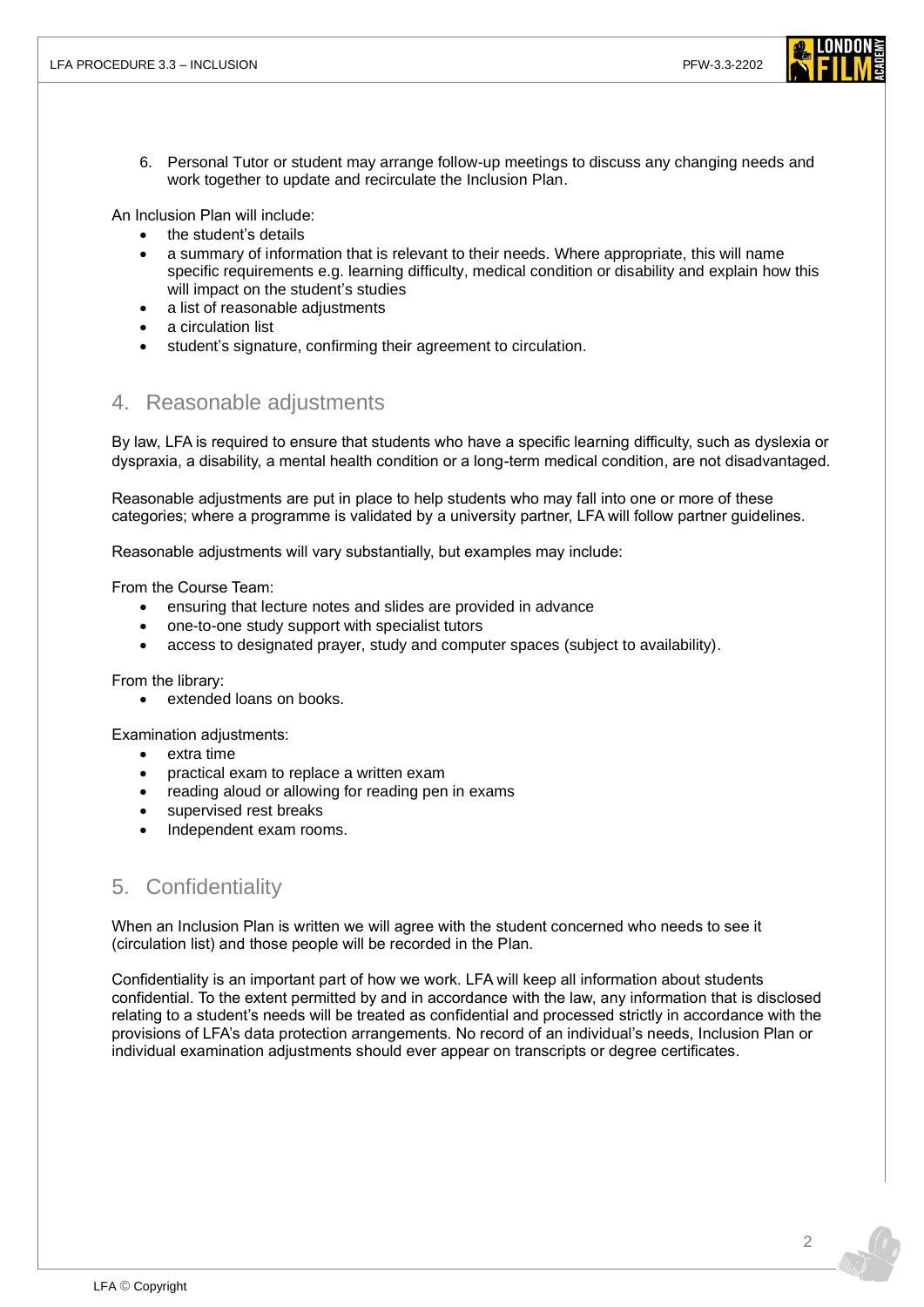6. Personal Tutor or student may arrange follow-up meetings to discuss any changing needs and work together to update and recirculate the Inclusion Plan.

An Inclusion Plan will include:

- the student's details
- a summary of information that is relevant to their needs. Where appropriate, this will name specific requirements e.g. learning difficulty, medical condition or disability and explain how this will impact on the student's studies
- a list of reasonable adjustments
- a circulation list
- student's signature, confirming their agreement to circulation.

## 4. Reasonable adjustments

By law, LFA is required to ensure that students who have a specific learning difficulty, such as dyslexia or dyspraxia, a disability, a mental health condition or a long-term medical condition, are not disadvantaged.

Reasonable adjustments are put in place to help students who may fall into one or more of these categories; where a programme is validated by a university partner, LFA will follow partner guidelines.

Reasonable adjustments will vary substantially, but examples may include:

From the Course Team:

- ensuring that lecture notes and slides are provided in advance
- one-to-one study support with specialist tutors
- access to designated prayer, study and computer spaces (subject to availability).

From the library:

- extended loans on books.

Examination adjustments:

- extra time
- practical exam to replace a written exam
- reading aloud or allowing for reading pen in exams
- supervised rest breaks
- Independent exam rooms.

## 5. Confidentiality

When an Inclusion Plan is written we will agree with the student concerned who needs to see it (circulation list) and those people will be recorded in the Plan.

Confidentiality is an important part of how we work. LFA will keep all information about students confidential. To the extent permitted by and in accordance with the law, any information that is disclosed relating to a student's needs will be treated as confidential and processed strictly in accordance with the provisions of LFA's data protection arrangements. No record of an individual's needs, Inclusion Plan or individual examination adjustments should ever appear on transcripts or degree certificates.